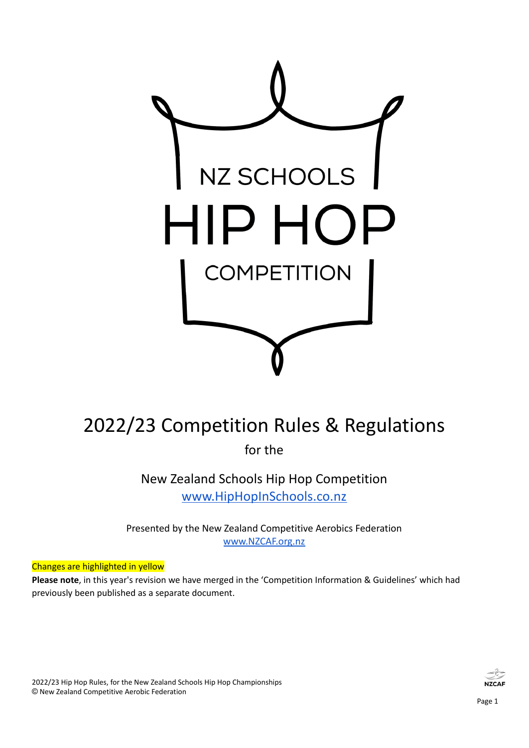# NZ SCHOOLS HIP HOP COMPETITION

# 2022/23 Competition Rules & Regulations

for the

New Zealand Schools Hip Hop Competition
www.HipHopInSchools.co.nz

Presented by the New Zealand Competitive Aerobics Federation
www.NZCAF.org.nz

Changes are highlighted in yellow

**Please note**, in this year's revision we have merged in the 'Competition Information & Guidelines' which had previously been published as a separate document.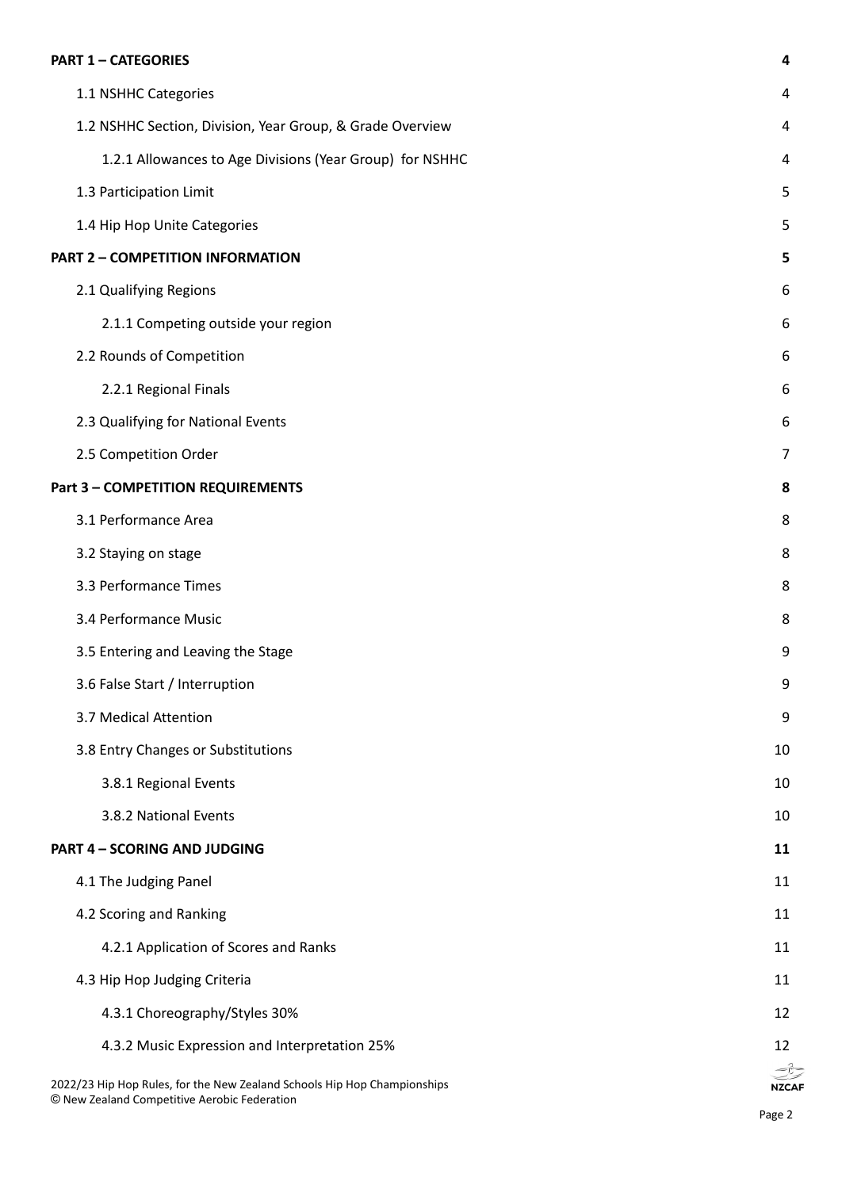**PART 1 – CATEGORIES** 4

- 1.1 NSHHC Categories 4
- 1.2 NSHHC Section, Division, Year Group, & Grade Overview 4
  - 1.2.1 Allowances to Age Divisions (Year Group) for NSHHC 4
- 1.3 Participation Limit 5
- 1.4 Hip Hop Unite Categories 5

**PART 2 – COMPETITION INFORMATION** 5

- 2.1 Qualifying Regions 6
  - 2.1.1 Competing outside your region 6
- 2.2 Rounds of Competition 6
  - 2.2.1 Regional Finals 6
- 2.3 Qualifying for National Events 6
- 2.5 Competition Order 7

**Part 3 – COMPETITION REQUIREMENTS** 8

- 3.1 Performance Area 8
- 3.2 Staying on stage 8
- 3.3 Performance Times 8
- 3.4 Performance Music 8
- 3.5 Entering and Leaving the Stage 9
- 3.6 False Start / Interruption 9
- 3.7 Medical Attention 9
- 3.8 Entry Changes or Substitutions 10
  - 3.8.1 Regional Events 10
  - 3.8.2 National Events 10

**PART 4 – SCORING AND JUDGING** 11

- 4.1 The Judging Panel 11
- 4.2 Scoring and Ranking 11
  - 4.2.1 Application of Scores and Ranks 11
- 4.3 Hip Hop Judging Criteria 11
  - 4.3.1 Choreography/Styles 30% 12
  - 4.3.2 Music Expression and Interpretation 25% 12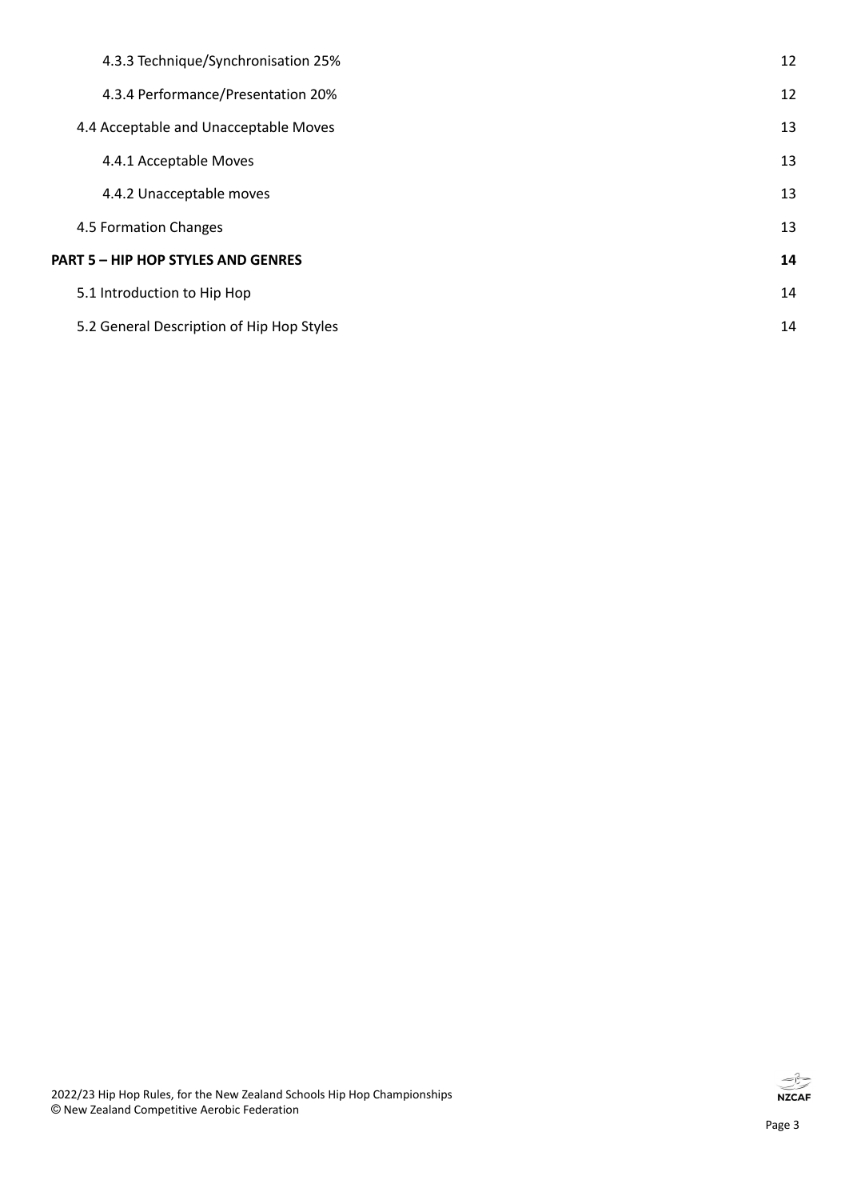4.3.3 Technique/Synchronisation 25% 12

4.3.4 Performance/Presentation 20% 12

4.4 Acceptable and Unacceptable Moves 13

4.4.1 Acceptable Moves 13

4.4.2 Unacceptable moves 13

4.5 Formation Changes 13

**PART 5 – HIP HOP STYLES AND GENRES 14**

5.1 Introduction to Hip Hop 14

5.2 General Description of Hip Hop Styles 14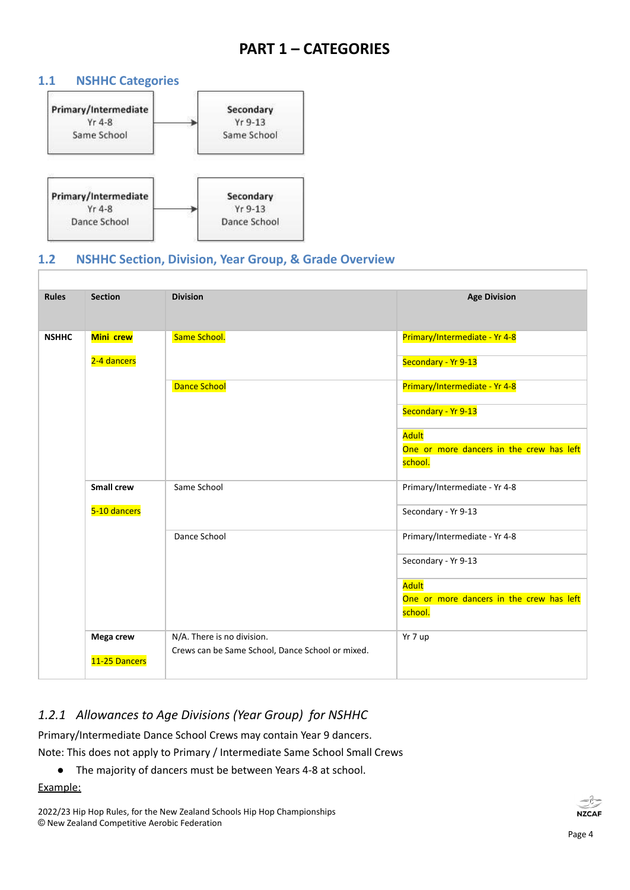# PART 1 – CATEGORIES

## 1.1 NSHHC Categories

Primary/Intermediate
Yr 4-8
Same School → Secondary
Yr 9-13
Same School

Primary/Intermediate
Yr 4-8
Dance School → Secondary
Yr 9-13
Dance School

## 1.2 NSHHC Section, Division, Year Group, & Grade Overview

| Rules | Section | Division | Age Division |
|---|---|---|---|
| NSHHC | **Mini crew**<br><br>2-4 dancers | Same School. | Primary/Intermediate - Yr 4-8 |
| | | | Secondary - Yr 9-13 |
| | | Dance School | Primary/Intermediate - Yr 4-8 |
| | | | Secondary - Yr 9-13 |
| | | | Adult<br>One or more dancers in the crew has left school. |
| | **Small crew**<br><br>5-10 dancers | Same School | Primary/Intermediate - Yr 4-8 |
| | | | Secondary - Yr 9-13 |
| | | Dance School | Primary/Intermediate - Yr 4-8 |
| | | | Secondary - Yr 9-13 |
| | | | Adult<br>One or more dancers in the crew has left school. |
| | **Mega crew**<br><br>11-25 Dancers | N/A. There is no division.<br>Crews can be Same School, Dance School or mixed. | Yr 7 up |

### *1.2.1 Allowances to Age Divisions (Year Group) for NSHHC*

Primary/Intermediate Dance School Crews may contain Year 9 dancers.

Note: This does not apply to Primary / Intermediate Same School Small Crews

- The majority of dancers must be between Years 4-8 at school.

<u>Example:</u>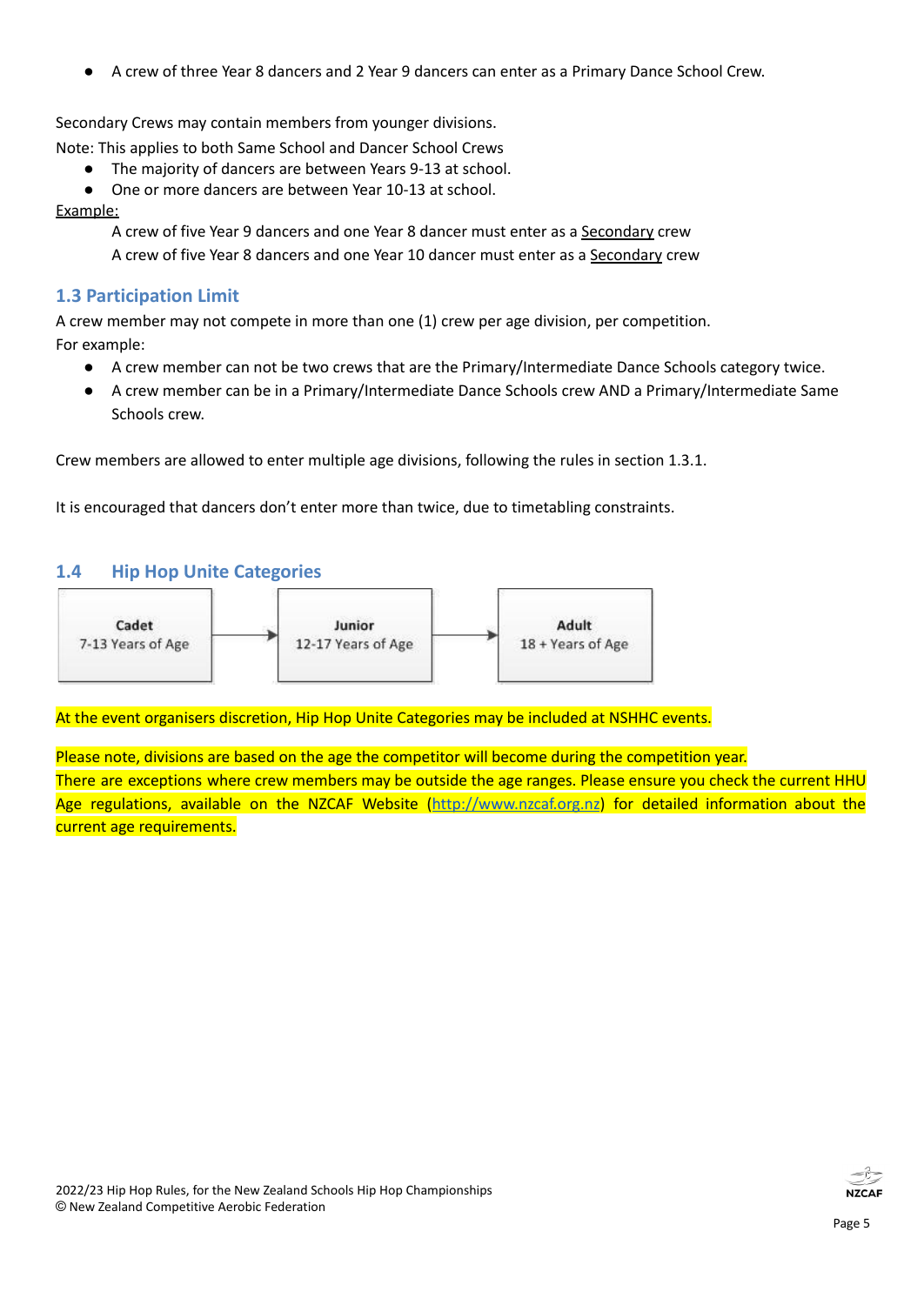- A crew of three Year 8 dancers and 2 Year 9 dancers can enter as a Primary Dance School Crew.

Secondary Crews may contain members from younger divisions.

Note: This applies to both Same School and Dancer School Crews

- The majority of dancers are between Years 9-13 at school.
- One or more dancers are between Year 10-13 at school.

Example:

A crew of five Year 9 dancers and one Year 8 dancer must enter as a Secondary crew

A crew of five Year 8 dancers and one Year 10 dancer must enter as a Secondary crew

## 1.3 Participation Limit

A crew member may not compete in more than one (1) crew per age division, per competition.

For example:

- A crew member can not be two crews that are the Primary/Intermediate Dance Schools category twice.
- A crew member can be in a Primary/Intermediate Dance Schools crew AND a Primary/Intermediate Same Schools crew.

Crew members are allowed to enter multiple age divisions, following the rules in section 1.3.1.

It is encouraged that dancers don't enter more than twice, due to timetabling constraints.

## 1.4 Hip Hop Unite Categories

**Cadet** 7-13 Years of Age → **Junior** 12-17 Years of Age → **Adult** 18 + Years of Age

At the event organisers discretion, Hip Hop Unite Categories may be included at NSHHC events.

Please note, divisions are based on the age the competitor will become during the competition year.

There are exceptions where crew members may be outside the age ranges. Please ensure you check the current HHU Age regulations, available on the NZCAF Website (http://www.nzcaf.org.nz) for detailed information about the current age requirements.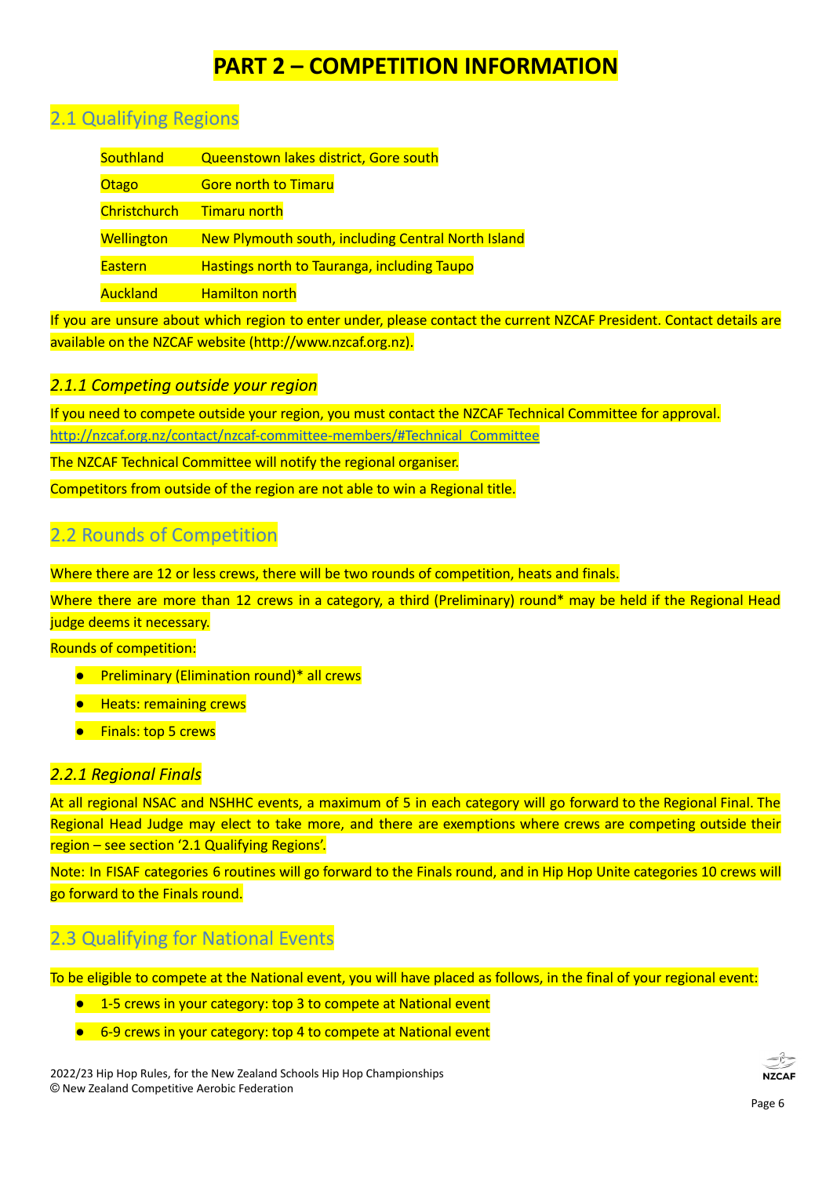# PART 2 – COMPETITION INFORMATION

## 2.1 Qualifying Regions

| | |
|---|---|
| Southland | Queenstown lakes district, Gore south |
| Otago | Gore north to Timaru |
| Christchurch | Timaru north |
| Wellington | New Plymouth south, including Central North Island |
| Eastern | Hastings north to Tauranga, including Taupo |
| Auckland | Hamilton north |

If you are unsure about which region to enter under, please contact the current NZCAF President. Contact details are available on the NZCAF website (http://www.nzcaf.org.nz).

### *2.1.1 Competing outside your region*

If you need to compete outside your region, you must contact the NZCAF Technical Committee for approval.
http://nzcaf.org.nz/contact/nzcaf-committee-members/#Technical_Committee

The NZCAF Technical Committee will notify the regional organiser.

Competitors from outside of the region are not able to win a Regional title.

## 2.2 Rounds of Competition

Where there are 12 or less crews, there will be two rounds of competition, heats and finals.

Where there are more than 12 crews in a category, a third (Preliminary) round* may be held if the Regional Head judge deems it necessary.

Rounds of competition:

- Preliminary (Elimination round)* all crews
- Heats: remaining crews
- Finals: top 5 crews

### *2.2.1 Regional Finals*

At all regional NSAC and NSHHC events, a maximum of 5 in each category will go forward to the Regional Final. The Regional Head Judge may elect to take more, and there are exemptions where crews are competing outside their region – see section '2.1 Qualifying Regions'.

Note: In FISAF categories 6 routines will go forward to the Finals round, and in Hip Hop Unite categories 10 crews will go forward to the Finals round.

## 2.3 Qualifying for National Events

To be eligible to compete at the National event, you will have placed as follows, in the final of your regional event:

- 1-5 crews in your category: top 3 to compete at National event
- 6-9 crews in your category: top 4 to compete at National event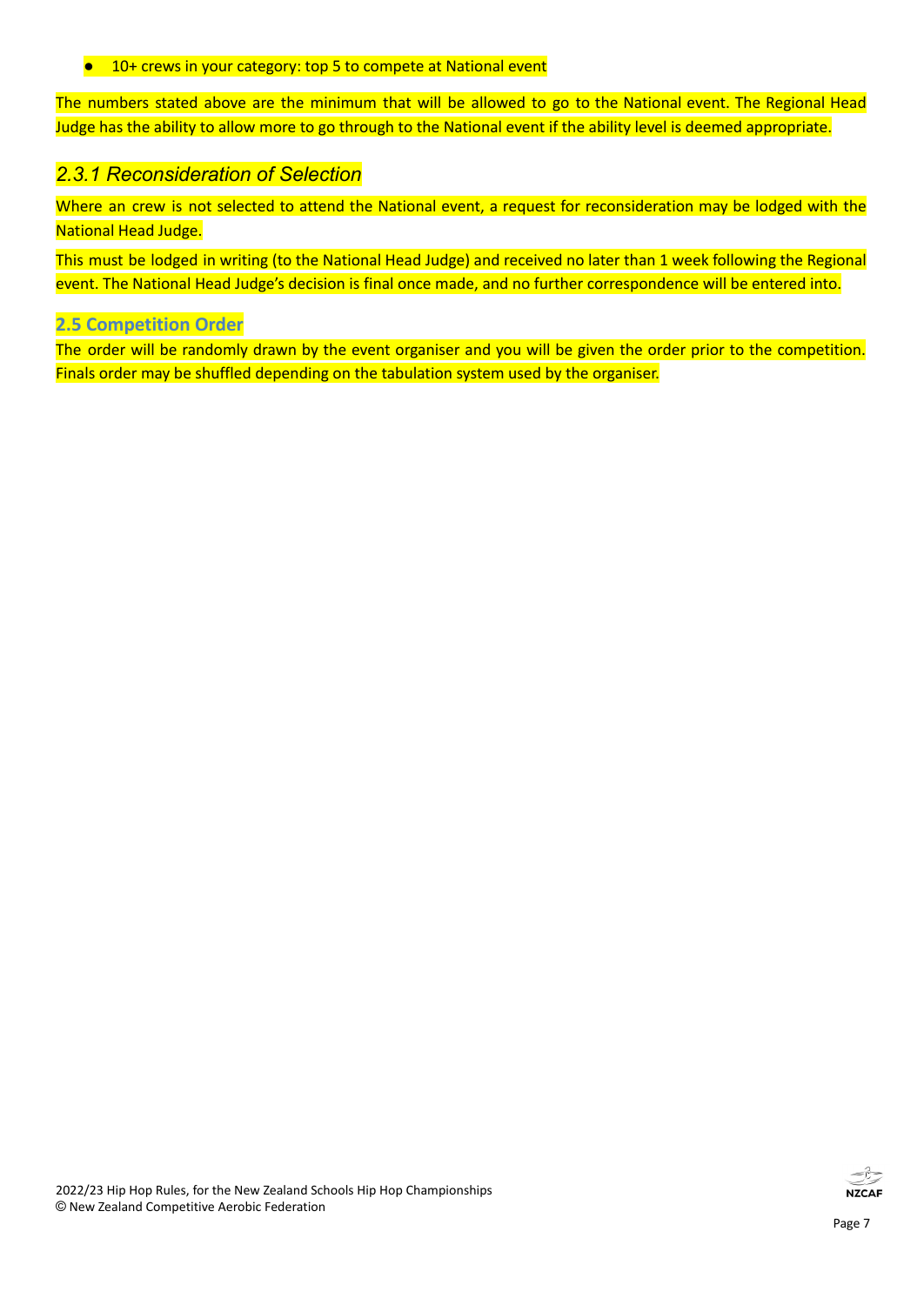- 10+ crews in your category: top 5 to compete at National event

The numbers stated above are the minimum that will be allowed to go to the National event. The Regional Head Judge has the ability to allow more to go through to the National event if the ability level is deemed appropriate.

### *2.3.1 Reconsideration of Selection*

Where an crew is not selected to attend the National event, a request for reconsideration may be lodged with the National Head Judge.

This must be lodged in writing (to the National Head Judge) and received no later than 1 week following the Regional event. The National Head Judge's decision is final once made, and no further correspondence will be entered into.

## 2.5 Competition Order

The order will be randomly drawn by the event organiser and you will be given the order prior to the competition. Finals order may be shuffled depending on the tabulation system used by the organiser.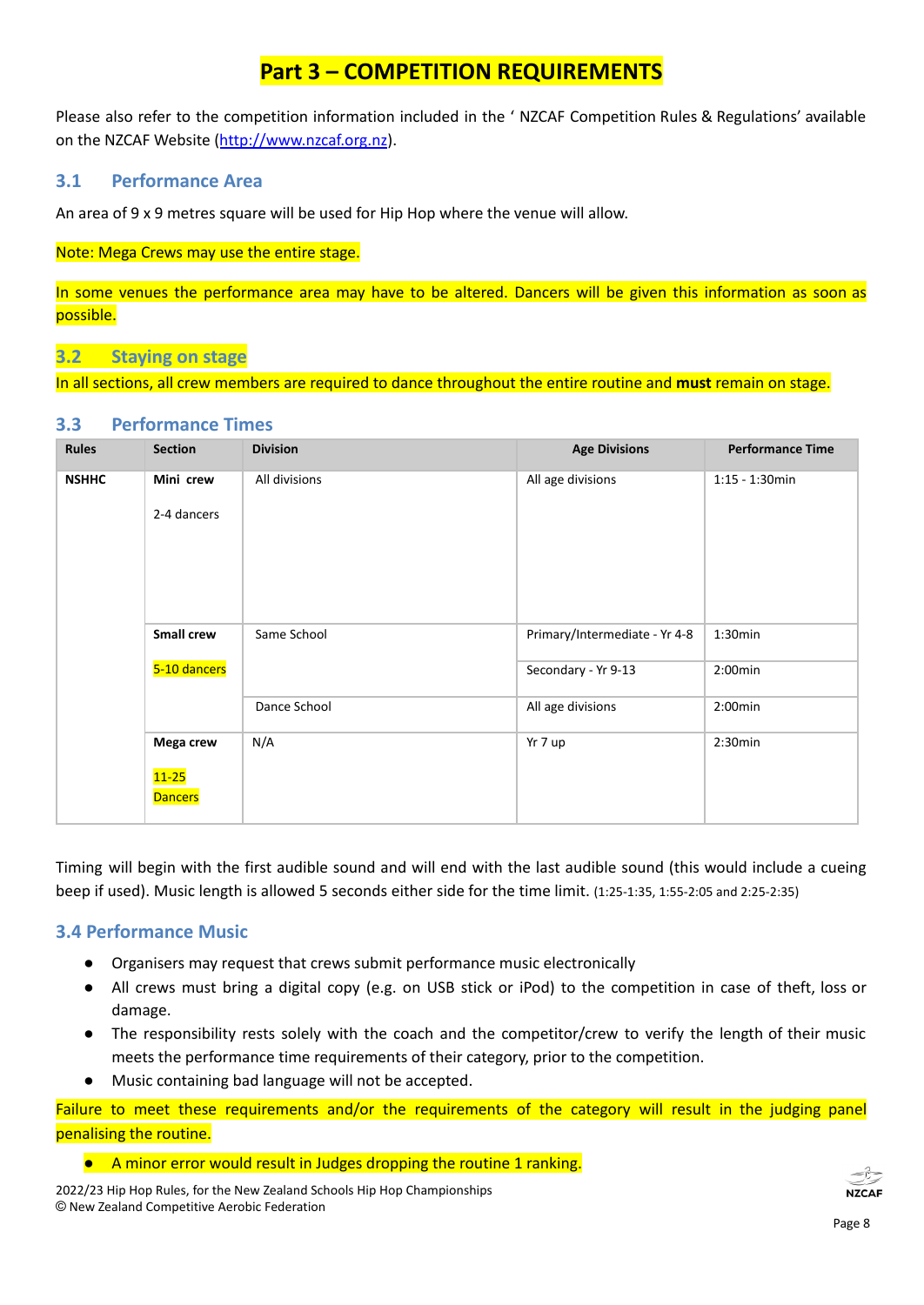# Part 3 – COMPETITION REQUIREMENTS

Please also refer to the competition information included in the ' NZCAF Competition Rules & Regulations' available on the NZCAF Website (http://www.nzcaf.org.nz).

## 3.1 Performance Area

An area of 9 x 9 metres square will be used for Hip Hop where the venue will allow.

Note: Mega Crews may use the entire stage.

In some venues the performance area may have to be altered. Dancers will be given this information as soon as possible.

## 3.2 Staying on stage

In all sections, all crew members are required to dance throughout the entire routine and **must** remain on stage.

## 3.3 Performance Times

| Rules | Section | Division | Age Divisions | Performance Time |
|---|---|---|---|---|
| **NSHHC** | **Mini crew** 2-4 dancers | All divisions | All age divisions | 1:15 - 1:30min |
| | **Small crew** 5-10 dancers | Same School | Primary/Intermediate - Yr 4-8 | 1:30min |
| | | | Secondary - Yr 9-13 | 2:00min |
| | | Dance School | All age divisions | 2:00min |
| | **Mega crew** 11-25 Dancers | N/A | Yr 7 up | 2:30min |

Timing will begin with the first audible sound and will end with the last audible sound (this would include a cueing beep if used). Music length is allowed 5 seconds either side for the time limit. (1:25-1:35, 1:55-2:05 and 2:25-2:35)

## 3.4 Performance Music

- Organisers may request that crews submit performance music electronically
- All crews must bring a digital copy (e.g. on USB stick or iPod) to the competition in case of theft, loss or damage.
- The responsibility rests solely with the coach and the competitor/crew to verify the length of their music meets the performance time requirements of their category, prior to the competition.
- Music containing bad language will not be accepted.

Failure to meet these requirements and/or the requirements of the category will result in the judging panel penalising the routine.

- A minor error would result in Judges dropping the routine 1 ranking.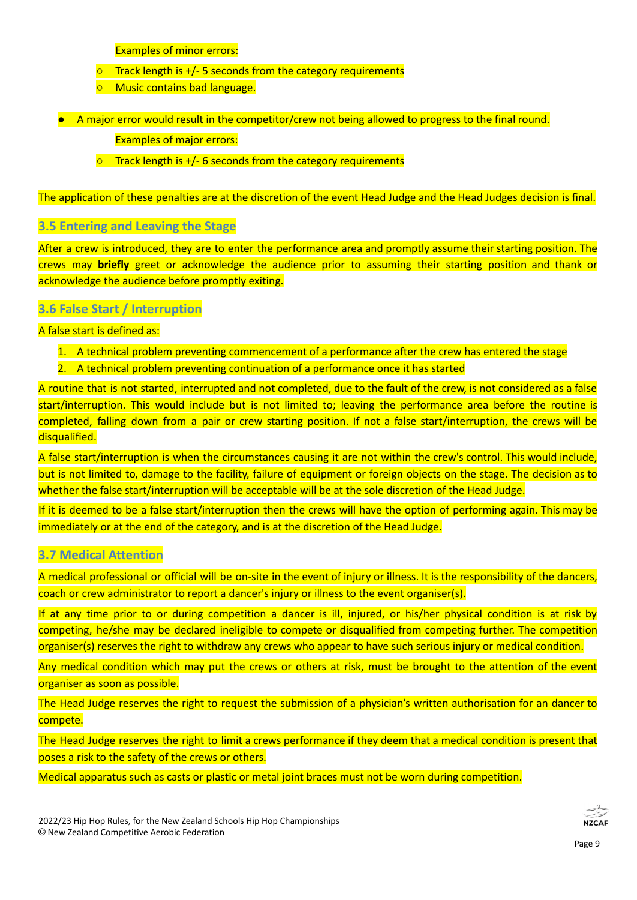Examples of minor errors:

- Track length is +/- 5 seconds from the category requirements
- Music contains bad language.

- A major error would result in the competitor/crew not being allowed to progress to the final round.

  Examples of major errors:

  - Track length is +/- 6 seconds from the category requirements

The application of these penalties are at the discretion of the event Head Judge and the Head Judges decision is final.

### 3.5 Entering and Leaving the Stage

After a crew is introduced, they are to enter the performance area and promptly assume their starting position. The crews may **briefly** greet or acknowledge the audience prior to assuming their starting position and thank or acknowledge the audience before promptly exiting.

### 3.6 False Start / Interruption

A false start is defined as:

1. A technical problem preventing commencement of a performance after the crew has entered the stage
2. A technical problem preventing continuation of a performance once it has started

A routine that is not started, interrupted and not completed, due to the fault of the crew, is not considered as a false start/interruption. This would include but is not limited to; leaving the performance area before the routine is completed, falling down from a pair or crew starting position. If not a false start/interruption, the crews will be disqualified.

A false start/interruption is when the circumstances causing it are not within the crew's control. This would include, but is not limited to, damage to the facility, failure of equipment or foreign objects on the stage. The decision as to whether the false start/interruption will be acceptable will be at the sole discretion of the Head Judge.

If it is deemed to be a false start/interruption then the crews will have the option of performing again. This may be immediately or at the end of the category, and is at the discretion of the Head Judge.

### 3.7 Medical Attention

A medical professional or official will be on-site in the event of injury or illness. It is the responsibility of the dancers, coach or crew administrator to report a dancer's injury or illness to the event organiser(s).

If at any time prior to or during competition a dancer is ill, injured, or his/her physical condition is at risk by competing, he/she may be declared ineligible to compete or disqualified from competing further. The competition organiser(s) reserves the right to withdraw any crews who appear to have such serious injury or medical condition.

Any medical condition which may put the crews or others at risk, must be brought to the attention of the event organiser as soon as possible.

The Head Judge reserves the right to request the submission of a physician's written authorisation for an dancer to compete.

The Head Judge reserves the right to limit a crews performance if they deem that a medical condition is present that poses a risk to the safety of the crews or others.

Medical apparatus such as casts or plastic or metal joint braces must not be worn during competition.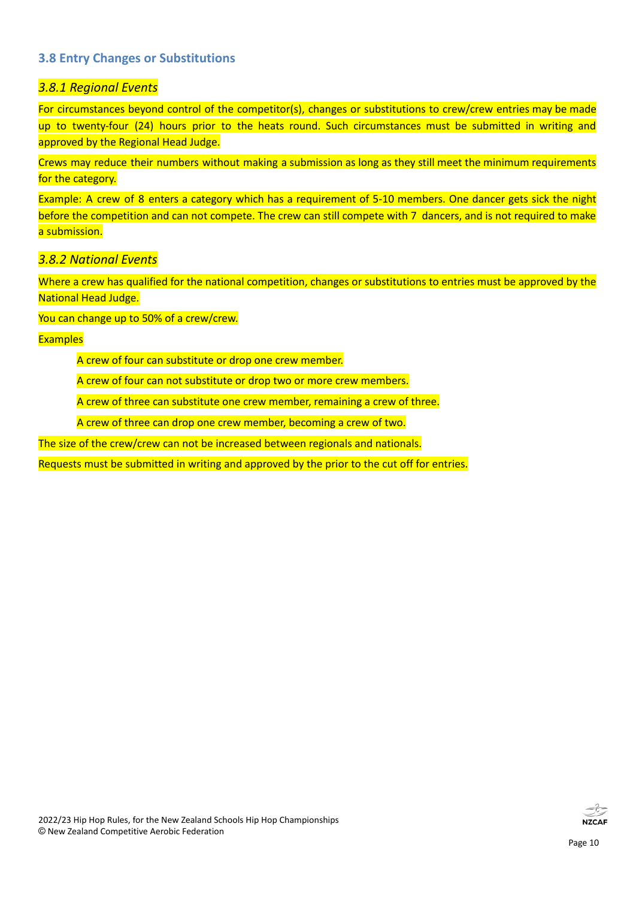## 3.8 Entry Changes or Substitutions

### *3.8.1 Regional Events*

For circumstances beyond control of the competitor(s), changes or substitutions to crew/crew entries may be made up to twenty-four (24) hours prior to the heats round. Such circumstances must be submitted in writing and approved by the Regional Head Judge.

Crews may reduce their numbers without making a submission as long as they still meet the minimum requirements for the category.

Example: A crew of 8 enters a category which has a requirement of 5-10 members. One dancer gets sick the night before the competition and can not compete. The crew can still compete with 7 dancers, and is not required to make a submission.

### *3.8.2 National Events*

Where a crew has qualified for the national competition, changes or substitutions to entries must be approved by the National Head Judge.

You can change up to 50% of a crew/crew.

Examples

- A crew of four can substitute or drop one crew member.
- A crew of four can not substitute or drop two or more crew members.
- A crew of three can substitute one crew member, remaining a crew of three.
- A crew of three can drop one crew member, becoming a crew of two.

The size of the crew/crew can not be increased between regionals and nationals.

Requests must be submitted in writing and approved by the prior to the cut off for entries.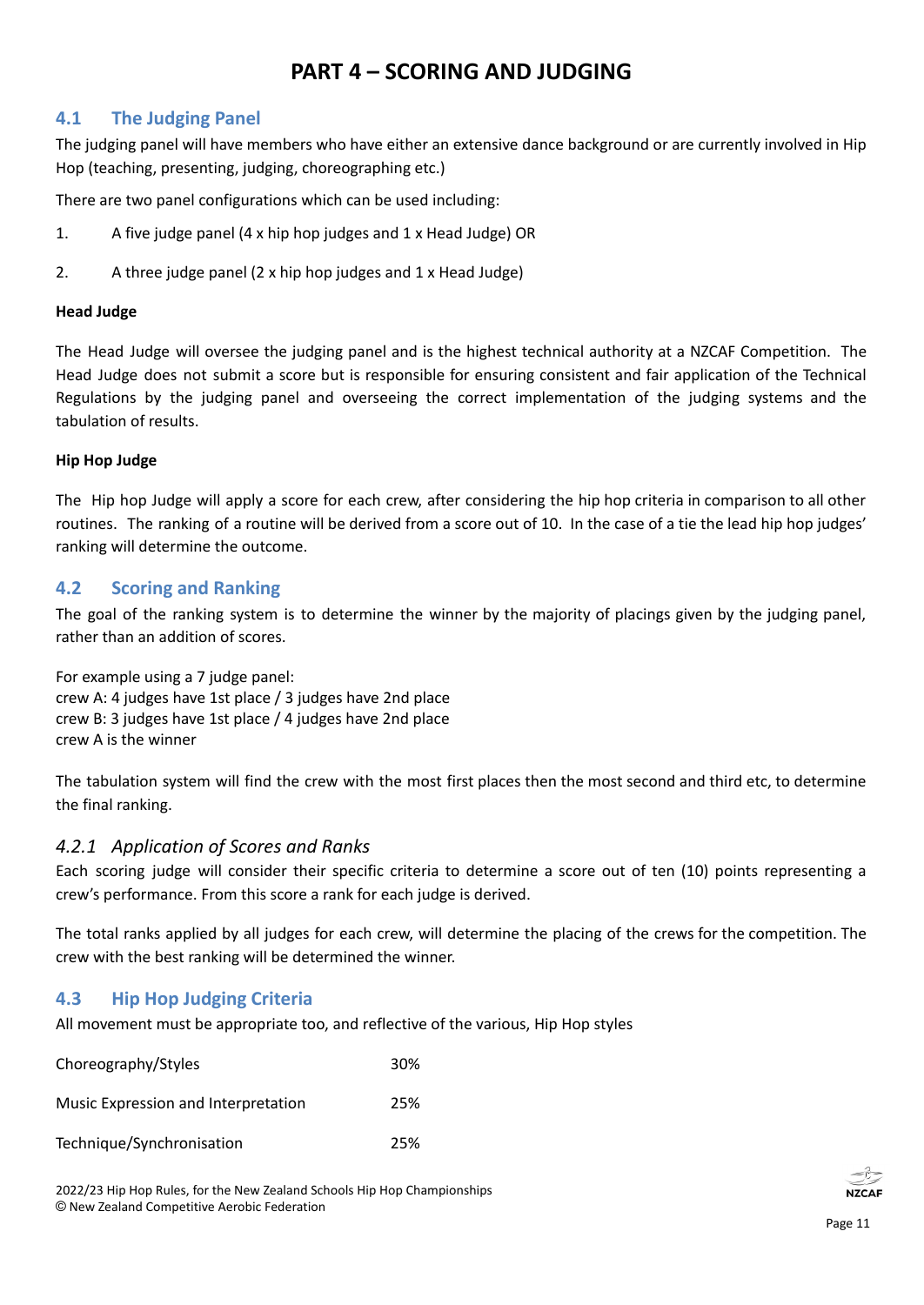# PART 4 – SCORING AND JUDGING

## 4.1 The Judging Panel

The judging panel will have members who have either an extensive dance background or are currently involved in Hip Hop (teaching, presenting, judging, choreographing etc.)

There are two panel configurations which can be used including:

1. A five judge panel (4 x hip hop judges and 1 x Head Judge) OR
2. A three judge panel (2 x hip hop judges and 1 x Head Judge)

**Head Judge**

The Head Judge will oversee the judging panel and is the highest technical authority at a NZCAF Competition. The Head Judge does not submit a score but is responsible for ensuring consistent and fair application of the Technical Regulations by the judging panel and overseeing the correct implementation of the judging systems and the tabulation of results.

**Hip Hop Judge**

The Hip hop Judge will apply a score for each crew, after considering the hip hop criteria in comparison to all other routines. The ranking of a routine will be derived from a score out of 10. In the case of a tie the lead hip hop judges' ranking will determine the outcome.

## 4.2 Scoring and Ranking

The goal of the ranking system is to determine the winner by the majority of placings given by the judging panel, rather than an addition of scores.

For example using a 7 judge panel:
crew A: 4 judges have 1st place / 3 judges have 2nd place
crew B: 3 judges have 1st place / 4 judges have 2nd place
crew A is the winner

The tabulation system will find the crew with the most first places then the most second and third etc, to determine the final ranking.

### *4.2.1 Application of Scores and Ranks*

Each scoring judge will consider their specific criteria to determine a score out of ten (10) points representing a crew's performance. From this score a rank for each judge is derived.

The total ranks applied by all judges for each crew, will determine the placing of the crews for the competition. The crew with the best ranking will be determined the winner.

## 4.3 Hip Hop Judging Criteria

All movement must be appropriate too, and reflective of the various, Hip Hop styles

| | |
|---|---|
| Choreography/Styles | 30% |
| Music Expression and Interpretation | 25% |
| Technique/Synchronisation | 25% |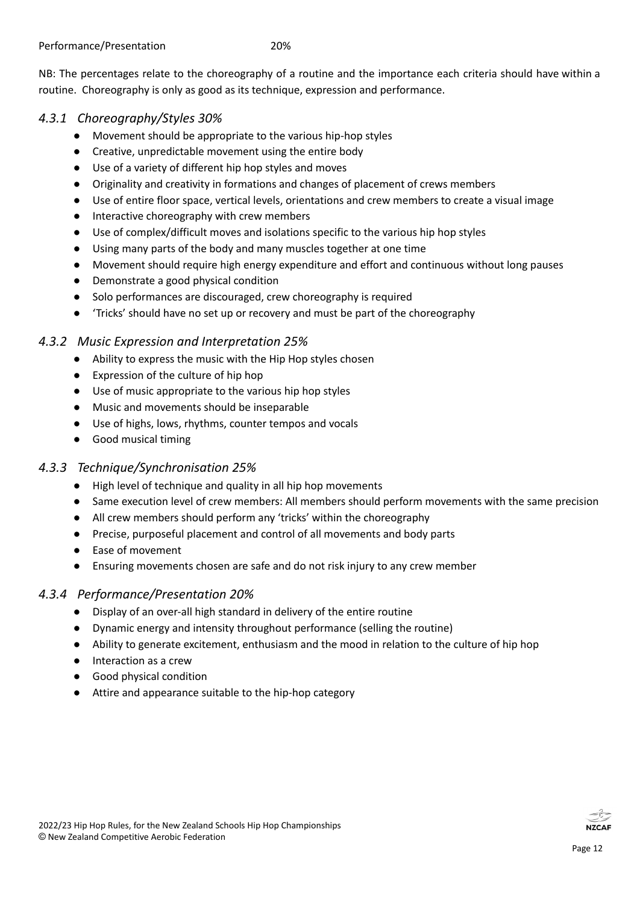Performance/Presentation 20%

NB: The percentages relate to the choreography of a routine and the importance each criteria should have within a routine. Choreography is only as good as its technique, expression and performance.

### *4.3.1 Choreography/Styles 30%*

- Movement should be appropriate to the various hip-hop styles
- Creative, unpredictable movement using the entire body
- Use of a variety of different hip hop styles and moves
- Originality and creativity in formations and changes of placement of crews members
- Use of entire floor space, vertical levels, orientations and crew members to create a visual image
- Interactive choreography with crew members
- Use of complex/difficult moves and isolations specific to the various hip hop styles
- Using many parts of the body and many muscles together at one time
- Movement should require high energy expenditure and effort and continuous without long pauses
- Demonstrate a good physical condition
- Solo performances are discouraged, crew choreography is required
- 'Tricks' should have no set up or recovery and must be part of the choreography

### *4.3.2 Music Expression and Interpretation 25%*

- Ability to express the music with the Hip Hop styles chosen
- Expression of the culture of hip hop
- Use of music appropriate to the various hip hop styles
- Music and movements should be inseparable
- Use of highs, lows, rhythms, counter tempos and vocals
- Good musical timing

### *4.3.3 Technique/Synchronisation 25%*

- High level of technique and quality in all hip hop movements
- Same execution level of crew members: All members should perform movements with the same precision
- All crew members should perform any 'tricks' within the choreography
- Precise, purposeful placement and control of all movements and body parts
- Ease of movement
- Ensuring movements chosen are safe and do not risk injury to any crew member

### *4.3.4 Performance/Presentation 20%*

- Display of an over-all high standard in delivery of the entire routine
- Dynamic energy and intensity throughout performance (selling the routine)
- Ability to generate excitement, enthusiasm and the mood in relation to the culture of hip hop
- Interaction as a crew
- Good physical condition
- Attire and appearance suitable to the hip-hop category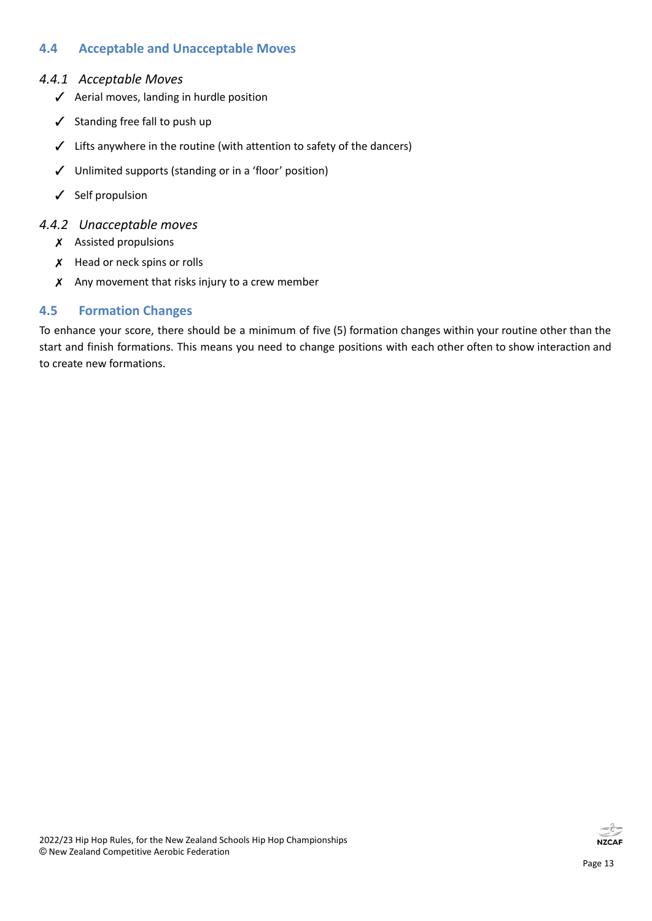## 4.4 Acceptable and Unacceptable Moves

### *4.4.1 Acceptable Moves*

- ✓ Aerial moves, landing in hurdle position
- ✓ Standing free fall to push up
- ✓ Lifts anywhere in the routine (with attention to safety of the dancers)
- ✓ Unlimited supports (standing or in a 'floor' position)
- ✓ Self propulsion

### *4.4.2 Unacceptable moves*

- ✗ Assisted propulsions
- ✗ Head or neck spins or rolls
- ✗ Any movement that risks injury to a crew member

## 4.5 Formation Changes

To enhance your score, there should be a minimum of five (5) formation changes within your routine other than the start and finish formations. This means you need to change positions with each other often to show interaction and to create new formations.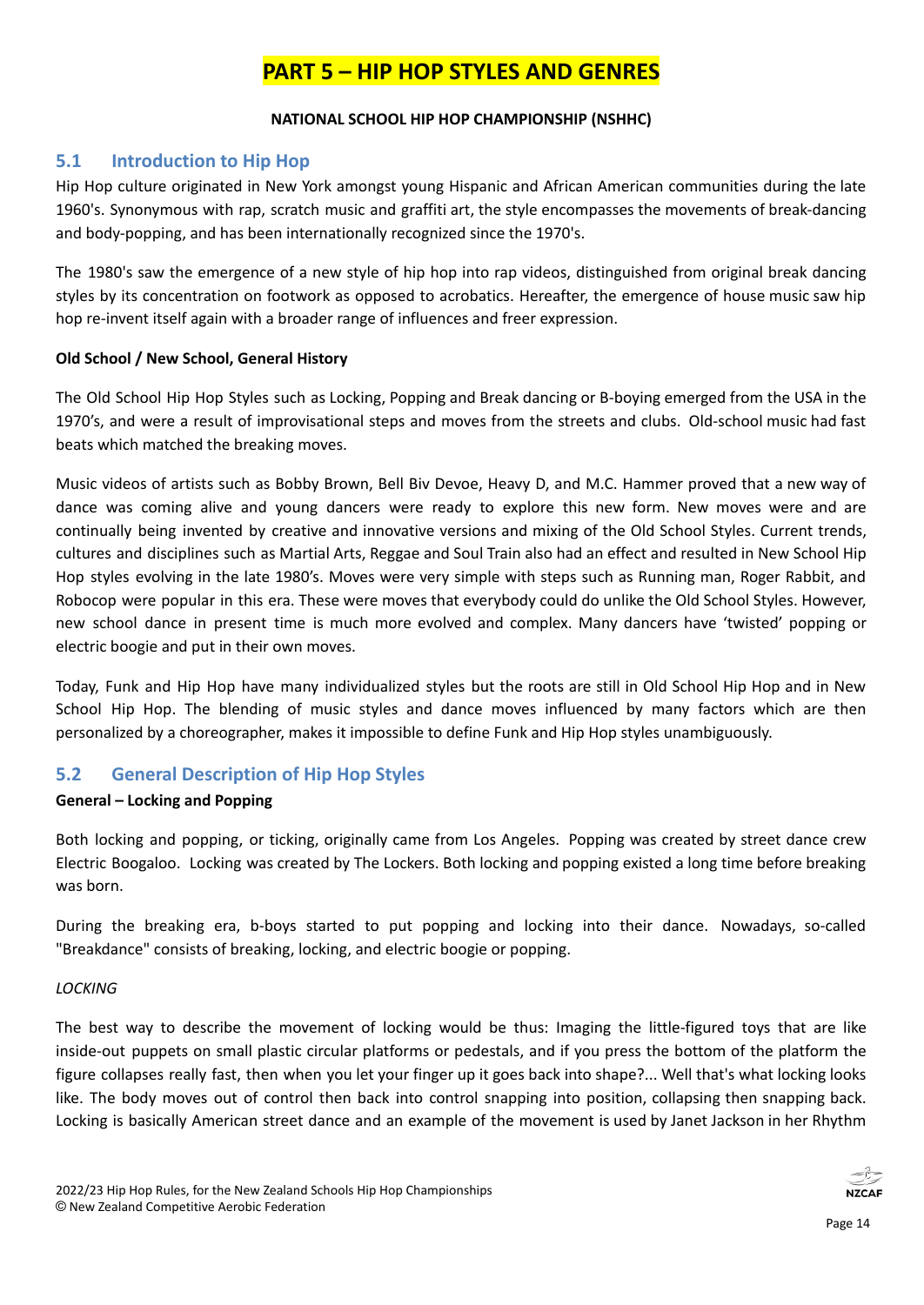# PART 5 – HIP HOP STYLES AND GENRES

**NATIONAL SCHOOL HIP HOP CHAMPIONSHIP (NSHHC)**

## 5.1 Introduction to Hip Hop

Hip Hop culture originated in New York amongst young Hispanic and African American communities during the late 1960's. Synonymous with rap, scratch music and graffiti art, the style encompasses the movements of break-dancing and body-popping, and has been internationally recognized since the 1970's.

The 1980's saw the emergence of a new style of hip hop into rap videos, distinguished from original break dancing styles by its concentration on footwork as opposed to acrobatics. Hereafter, the emergence of house music saw hip hop re-invent itself again with a broader range of influences and freer expression.

**Old School / New School, General History**

The Old School Hip Hop Styles such as Locking, Popping and Break dancing or B-boying emerged from the USA in the 1970's, and were a result of improvisational steps and moves from the streets and clubs. Old-school music had fast beats which matched the breaking moves.

Music videos of artists such as Bobby Brown, Bell Biv Devoe, Heavy D, and M.C. Hammer proved that a new way of dance was coming alive and young dancers were ready to explore this new form. New moves were and are continually being invented by creative and innovative versions and mixing of the Old School Styles. Current trends, cultures and disciplines such as Martial Arts, Reggae and Soul Train also had an effect and resulted in New School Hip Hop styles evolving in the late 1980's. Moves were very simple with steps such as Running man, Roger Rabbit, and Robocop were popular in this era. These were moves that everybody could do unlike the Old School Styles. However, new school dance in present time is much more evolved and complex. Many dancers have 'twisted' popping or electric boogie and put in their own moves.

Today, Funk and Hip Hop have many individualized styles but the roots are still in Old School Hip Hop and in New School Hip Hop. The blending of music styles and dance moves influenced by many factors which are then personalized by a choreographer, makes it impossible to define Funk and Hip Hop styles unambiguously.

## 5.2 General Description of Hip Hop Styles

**General – Locking and Popping**

Both locking and popping, or ticking, originally came from Los Angeles. Popping was created by street dance crew Electric Boogaloo. Locking was created by The Lockers. Both locking and popping existed a long time before breaking was born.

During the breaking era, b-boys started to put popping and locking into their dance. Nowadays, so-called "Breakdance" consists of breaking, locking, and electric boogie or popping.

*LOCKING*

The best way to describe the movement of locking would be thus: Imaging the little-figured toys that are like inside-out puppets on small plastic circular platforms or pedestals, and if you press the bottom of the platform the figure collapses really fast, then when you let your finger up it goes back into shape?... Well that's what locking looks like. The body moves out of control then back into control snapping into position, collapsing then snapping back. Locking is basically American street dance and an example of the movement is used by Janet Jackson in her Rhythm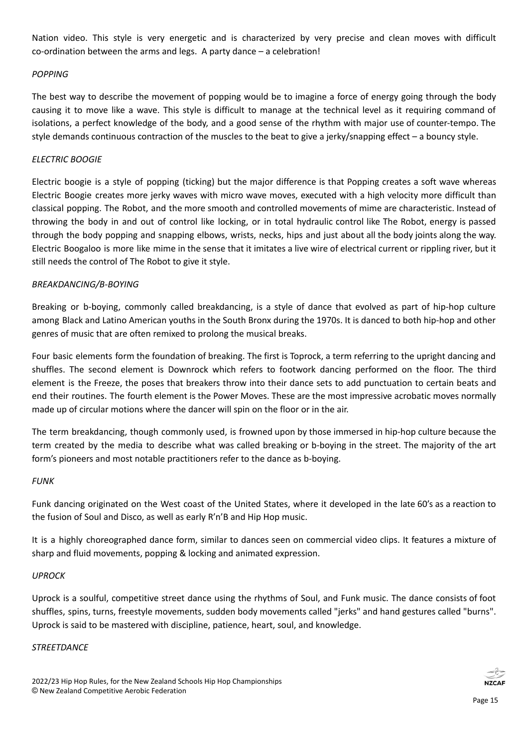Nation video. This style is very energetic and is characterized by very precise and clean moves with difficult co-ordination between the arms and legs. A party dance – a celebration!

*POPPING*

The best way to describe the movement of popping would be to imagine a force of energy going through the body causing it to move like a wave. This style is difficult to manage at the technical level as it requiring command of isolations, a perfect knowledge of the body, and a good sense of the rhythm with major use of counter-tempo. The style demands continuous contraction of the muscles to the beat to give a jerky/snapping effect – a bouncy style.

*ELECTRIC BOOGIE*

Electric boogie is a style of popping (ticking) but the major difference is that Popping creates a soft wave whereas Electric Boogie creates more jerky waves with micro wave moves, executed with a high velocity more difficult than classical popping. The Robot, and the more smooth and controlled movements of mime are characteristic. Instead of throwing the body in and out of control like locking, or in total hydraulic control like The Robot, energy is passed through the body popping and snapping elbows, wrists, necks, hips and just about all the body joints along the way. Electric Boogaloo is more like mime in the sense that it imitates a live wire of electrical current or rippling river, but it still needs the control of The Robot to give it style.

*BREAKDANCING/B-BOYING*

Breaking or b-boying, commonly called breakdancing, is a style of dance that evolved as part of hip-hop culture among Black and Latino American youths in the South Bronx during the 1970s. It is danced to both hip-hop and other genres of music that are often remixed to prolong the musical breaks.

Four basic elements form the foundation of breaking. The first is Toprock, a term referring to the upright dancing and shuffles. The second element is Downrock which refers to footwork dancing performed on the floor. The third element is the Freeze, the poses that breakers throw into their dance sets to add punctuation to certain beats and end their routines. The fourth element is the Power Moves. These are the most impressive acrobatic moves normally made up of circular motions where the dancer will spin on the floor or in the air.

The term breakdancing, though commonly used, is frowned upon by those immersed in hip-hop culture because the term created by the media to describe what was called breaking or b-boying in the street. The majority of the art form's pioneers and most notable practitioners refer to the dance as b-boying.

*FUNK*

Funk dancing originated on the West coast of the United States, where it developed in the late 60's as a reaction to the fusion of Soul and Disco, as well as early R'n'B and Hip Hop music.

It is a highly choreographed dance form, similar to dances seen on commercial video clips. It features a mixture of sharp and fluid movements, popping & locking and animated expression.

*UPROCK*

Uprock is a soulful, competitive street dance using the rhythms of Soul, and Funk music. The dance consists of foot shuffles, spins, turns, freestyle movements, sudden body movements called "jerks" and hand gestures called "burns". Uprock is said to be mastered with discipline, patience, heart, soul, and knowledge.

*STREETDANCE*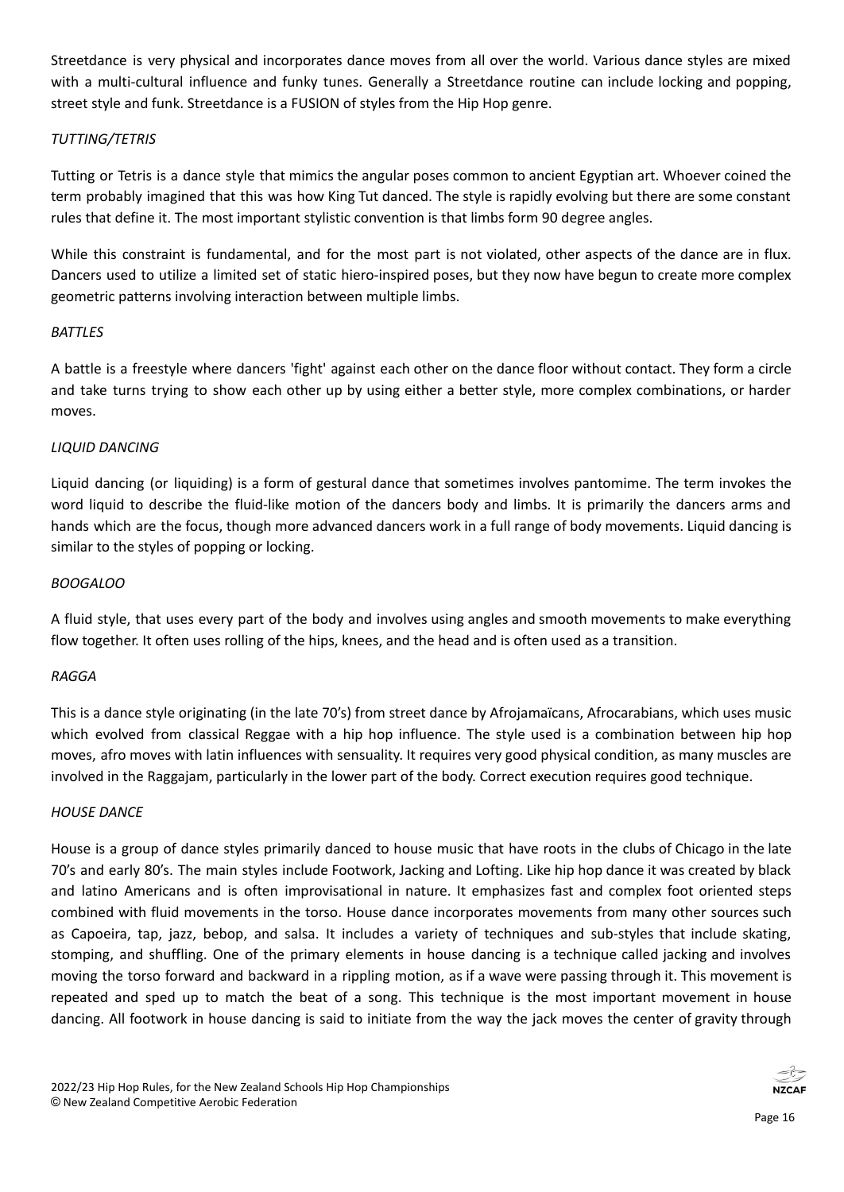Streetdance is very physical and incorporates dance moves from all over the world. Various dance styles are mixed with a multi-cultural influence and funky tunes. Generally a Streetdance routine can include locking and popping, street style and funk. Streetdance is a FUSION of styles from the Hip Hop genre.

*TUTTING/TETRIS*

Tutting or Tetris is a dance style that mimics the angular poses common to ancient Egyptian art. Whoever coined the term probably imagined that this was how King Tut danced. The style is rapidly evolving but there are some constant rules that define it. The most important stylistic convention is that limbs form 90 degree angles.

While this constraint is fundamental, and for the most part is not violated, other aspects of the dance are in flux. Dancers used to utilize a limited set of static hiero-inspired poses, but they now have begun to create more complex geometric patterns involving interaction between multiple limbs.

*BATTLES*

A battle is a freestyle where dancers 'fight' against each other on the dance floor without contact. They form a circle and take turns trying to show each other up by using either a better style, more complex combinations, or harder moves.

*LIQUID DANCING*

Liquid dancing (or liquiding) is a form of gestural dance that sometimes involves pantomime. The term invokes the word liquid to describe the fluid-like motion of the dancers body and limbs. It is primarily the dancers arms and hands which are the focus, though more advanced dancers work in a full range of body movements. Liquid dancing is similar to the styles of popping or locking.

*BOOGALOO*

A fluid style, that uses every part of the body and involves using angles and smooth movements to make everything flow together. It often uses rolling of the hips, knees, and the head and is often used as a transition.

*RAGGA*

This is a dance style originating (in the late 70's) from street dance by Afrojamaïcans, Afrocarabians, which uses music which evolved from classical Reggae with a hip hop influence. The style used is a combination between hip hop moves, afro moves with latin influences with sensuality. It requires very good physical condition, as many muscles are involved in the Raggajam, particularly in the lower part of the body. Correct execution requires good technique.

*HOUSE DANCE*

House is a group of dance styles primarily danced to house music that have roots in the clubs of Chicago in the late 70's and early 80's. The main styles include Footwork, Jacking and Lofting. Like hip hop dance it was created by black and latino Americans and is often improvisational in nature. It emphasizes fast and complex foot oriented steps combined with fluid movements in the torso. House dance incorporates movements from many other sources such as Capoeira, tap, jazz, bebop, and salsa. It includes a variety of techniques and sub-styles that include skating, stomping, and shuffling. One of the primary elements in house dancing is a technique called jacking and involves moving the torso forward and backward in a rippling motion, as if a wave were passing through it. This movement is repeated and sped up to match the beat of a song. This technique is the most important movement in house dancing. All footwork in house dancing is said to initiate from the way the jack moves the center of gravity through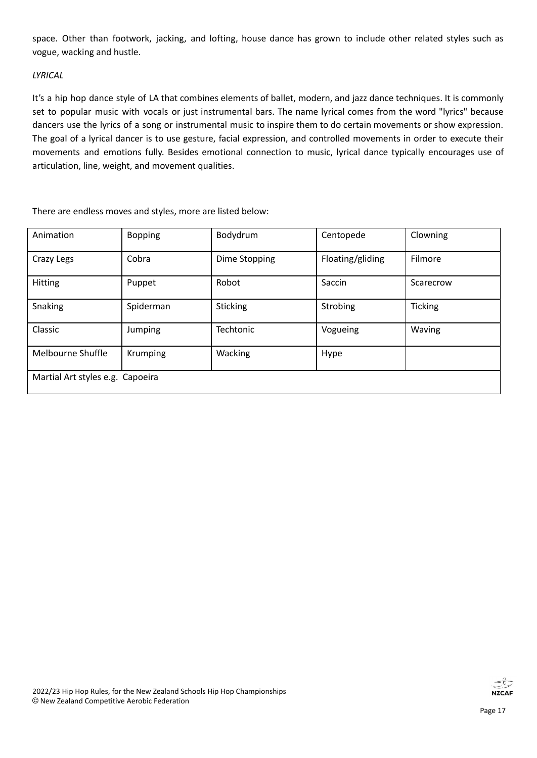space. Other than footwork, jacking, and lofting, house dance has grown to include other related styles such as vogue, wacking and hustle.

*LYRICAL*

It's a hip hop dance style of LA that combines elements of ballet, modern, and jazz dance techniques. It is commonly set to popular music with vocals or just instrumental bars. The name lyrical comes from the word "lyrics" because dancers use the lyrics of a song or instrumental music to inspire them to do certain movements or show expression. The goal of a lyrical dancer is to use gesture, facial expression, and controlled movements in order to execute their movements and emotions fully. Besides emotional connection to music, lyrical dance typically encourages use of articulation, line, weight, and movement qualities.

There are endless moves and styles, more are listed below:

| | | | | |
|---|---|---|---|---|
| Animation | Bopping | Bodydrum | Centopede | Clowning |
| Crazy Legs | Cobra | Dime Stopping | Floating/gliding | Filmore |
| Hitting | Puppet | Robot | Saccin | Scarecrow |
| Snaking | Spiderman | Sticking | Strobing | Ticking |
| Classic | Jumping | Techtonic | Vogueing | Waving |
| Melbourne Shuffle | Krumping | Wacking | Hype | |
| Martial Art styles e.g. Capoeira | | | | |